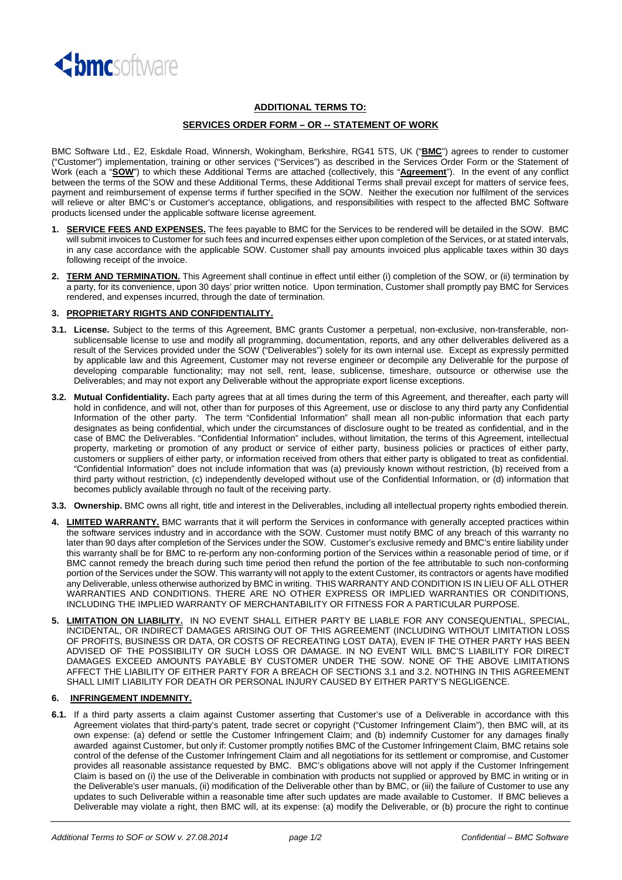## ADDITIONAL TERMS TO:

## SERVICES ORDER FORM – OR -- STATEMENT OF WORK

BMC Software Ltd., E2, Eskdale Road, Winnersh, Wokingham, Berkshire, RG41 5TS, UK ("**BMC**") agrees to render to customer ("Customer") implementation, training or other services ("Services") as described in the Services Order Form or the Statement of Work (each a "**SOW**") to which these Additional Terms are attached (collectively, this "**Agreement**"). In the event of any conflict between the terms of the SOW and these Additional Terms, these Additional Terms shall prevail except for matters of service fees, payment and reimbursement of expense terms if further specified in the SOW. Neither the execution nor fulfilment of the services will relieve or alter BMC's or Customer's acceptance, obligations, and responsibilities with respect to the affected BMC Software products licensed under the applicable software license agreement.

**1. SERVICE FEES AND EXPENSES.** The fees payable to BMC for the Services to be rendered will be detailed in the SOW. BMC will submit invoices to Customer for such fees and incurred expenses either upon completion of the Services, or at stated intervals, in any case accordance with the applicable SOW. Customer shall pay amounts invoiced plus applicable taxes within 30 days following receipt of the invoice.

**2. TERM AND TERMINATION.** This Agreement shall continue in effect until either (i) completion of the SOW, or (ii) termination by a party, for its convenience, upon 30 days' prior written notice. Upon termination, Customer shall promptly pay BMC for Services rendered, and expenses incurred, through the date of termination.

**3. PROPRIETARY RIGHTS AND CONFIDENTIALITY.**

**3.1. License.** Subject to the terms of this Agreement, BMC grants Customer a perpetual, non-exclusive, non-transferable, non-sublicensable license to use and modify all programming, documentation, reports, and any other deliverables delivered as a result of the Services provided under the SOW ("Deliverables") solely for its own internal use. Except as expressly permitted by applicable law and this Agreement, Customer may not reverse engineer or decompile any Deliverable for the purpose of developing comparable functionality; may not sell, rent, lease, sublicense, timeshare, outsource or otherwise use the Deliverables; and may not export any Deliverable without the appropriate export license exceptions.

**3.2. Mutual Confidentiality.** Each party agrees that at all times during the term of this Agreement, and thereafter, each party will hold in confidence, and will not, other than for purposes of this Agreement, use or disclose to any third party any Confidential Information of the other party. The term "Confidential Information" shall mean all non-public information that each party designates as being confidential, which under the circumstances of disclosure ought to be treated as confidential, and in the case of BMC the Deliverables. "Confidential Information" includes, without limitation, the terms of this Agreement, intellectual property, marketing or promotion of any product or service of either party, business policies or practices of either party, customers or suppliers of either party, or information received from others that either party is obligated to treat as confidential. "Confidential Information" does not include information that was (a) previously known without restriction, (b) received from a third party without restriction, (c) independently developed without use of the Confidential Information, or (d) information that becomes publicly available through no fault of the receiving party.

**3.3. Ownership.** BMC owns all right, title and interest in the Deliverables, including all intellectual property rights embodied therein.

**4. LIMITED WARRANTY.** BMC warrants that it will perform the Services in conformance with generally accepted practices within the software services industry and in accordance with the SOW. Customer must notify BMC of any breach of this warranty no later than 90 days after completion of the Services under the SOW. Customer's exclusive remedy and BMC's entire liability under this warranty shall be for BMC to re-perform any non-conforming portion of the Services within a reasonable period of time, or if BMC cannot remedy the breach during such time period then refund the portion of the fee attributable to such non-conforming portion of the Services under the SOW. This warranty will not apply to the extent Customer, its contractors or agents have modified any Deliverable, unless otherwise authorized by BMC in writing. THIS WARRANTY AND CONDITION IS IN LIEU OF ALL OTHER WARRANTIES AND CONDITIONS. THERE ARE NO OTHER EXPRESS OR IMPLIED WARRANTIES OR CONDITIONS, INCLUDING THE IMPLIED WARRANTY OF MERCHANTABILITY OR FITNESS FOR A PARTICULAR PURPOSE.

**5. LIMITATION ON LIABILITY.** IN NO EVENT SHALL EITHER PARTY BE LIABLE FOR ANY CONSEQUENTIAL, SPECIAL, INCIDENTAL, OR INDIRECT DAMAGES ARISING OUT OF THIS AGREEMENT (INCLUDING WITHOUT LIMITATION LOSS OF PROFITS, BUSINESS OR DATA, OR COSTS OF RECREATING LOST DATA), EVEN IF THE OTHER PARTY HAS BEEN ADVISED OF THE POSSIBILITY OR SUCH LOSS OR DAMAGE. IN NO EVENT WILL BMC'S LIABILITY FOR DIRECT DAMAGES EXCEED AMOUNTS PAYABLE BY CUSTOMER UNDER THE SOW. NONE OF THE ABOVE LIMITATIONS AFFECT THE LIABILITY OF EITHER PARTY FOR A BREACH OF SECTIONS 3.1 and 3.2. NOTHING IN THIS AGREEMENT SHALL LIMIT LIABILITY FOR DEATH OR PERSONAL INJURY CAUSED BY EITHER PARTY'S NEGLIGENCE.

**6. INFRINGEMENT INDEMNITY.**

**6.1.** If a third party asserts a claim against Customer asserting that Customer's use of a Deliverable in accordance with this Agreement violates that third-party's patent, trade secret or copyright ("Customer Infringement Claim"), then BMC will, at its own expense: (a) defend or settle the Customer Infringement Claim; and (b) indemnify Customer for any damages finally awarded against Customer, but only if: Customer promptly notifies BMC of the Customer Infringement Claim, BMC retains sole control of the defense of the Customer Infringement Claim and all negotiations for its settlement or compromise, and Customer provides all reasonable assistance requested by BMC. BMC's obligations above will not apply if the Customer Infringement Claim is based on (i) the use of the Deliverable in combination with products not supplied or approved by BMC in writing or in the Deliverable's user manuals, (ii) modification of the Deliverable other than by BMC, or (iii) the failure of Customer to use any updates to such Deliverable within a reasonable time after such updates are made available to Customer. If BMC believes a Deliverable may violate a right, then BMC will, at its expense: (a) modify the Deliverable, or (b) procure the right to continue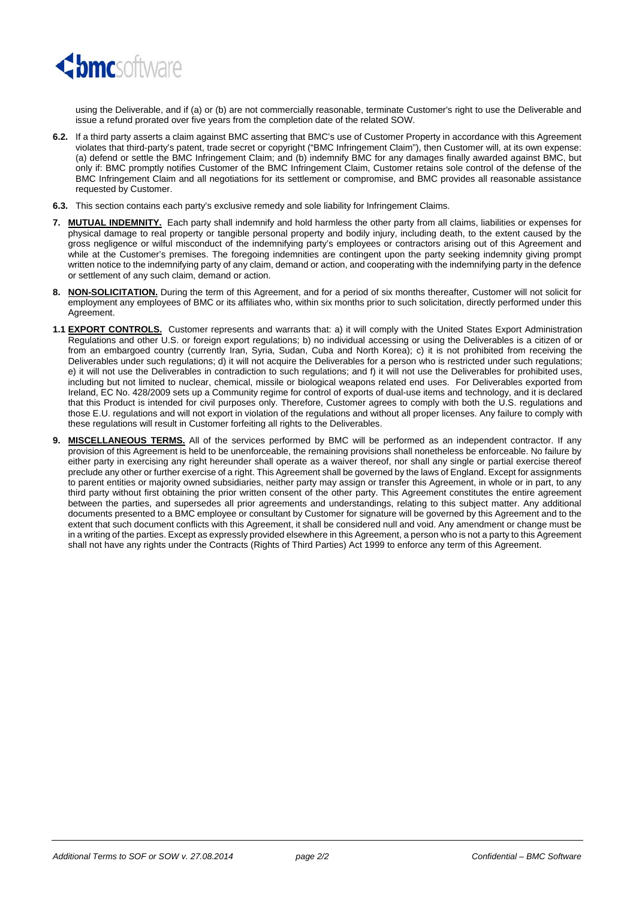using the Deliverable, and if (a) or (b) are not commercially reasonable, terminate Customer's right to use the Deliverable and issue a refund prorated over five years from the completion date of the related SOW.

**6.2.** If a third party asserts a claim against BMC asserting that BMC's use of Customer Property in accordance with this Agreement violates that third-party's patent, trade secret or copyright ("BMC Infringement Claim"), then Customer will, at its own expense: (a) defend or settle the BMC Infringement Claim; and (b) indemnify BMC for any damages finally awarded against BMC, but only if: BMC promptly notifies Customer of the BMC Infringement Claim, Customer retains sole control of the defense of the BMC Infringement Claim and all negotiations for its settlement or compromise, and BMC provides all reasonable assistance requested by Customer.

**6.3.** This section contains each party's exclusive remedy and sole liability for Infringement Claims.

**7. MUTUAL INDEMNITY.** Each party shall indemnify and hold harmless the other party from all claims, liabilities or expenses for physical damage to real property or tangible personal property and bodily injury, including death, to the extent caused by the gross negligence or wilful misconduct of the indemnifying party's employees or contractors arising out of this Agreement and while at the Customer's premises. The foregoing indemnities are contingent upon the party seeking indemnity giving prompt written notice to the indemnifying party of any claim, demand or action, and cooperating with the indemnifying party in the defence or settlement of any such claim, demand or action.

**8. NON-SOLICITATION.** During the term of this Agreement, and for a period of six months thereafter, Customer will not solicit for employment any employees of BMC or its affiliates who, within six months prior to such solicitation, directly performed under this Agreement.

**1.1 EXPORT CONTROLS.** Customer represents and warrants that: a) it will comply with the United States Export Administration Regulations and other U.S. or foreign export regulations; b) no individual accessing or using the Deliverables is a citizen of or from an embargoed country (currently Iran, Syria, Sudan, Cuba and North Korea); c) it is not prohibited from receiving the Deliverables under such regulations; d) it will not acquire the Deliverables for a person who is restricted under such regulations; e) it will not use the Deliverables in contradiction to such regulations; and f) it will not use the Deliverables for prohibited uses, including but not limited to nuclear, chemical, missile or biological weapons related end uses. For Deliverables exported from Ireland, EC No. 428/2009 sets up a Community regime for control of exports of dual-use items and technology, and it is declared that this Product is intended for civil purposes only. Therefore, Customer agrees to comply with both the U.S. regulations and those E.U. regulations and will not export in violation of the regulations and without all proper licenses. Any failure to comply with these regulations will result in Customer forfeiting all rights to the Deliverables.

**9. MISCELLANEOUS TERMS.** All of the services performed by BMC will be performed as an independent contractor. If any provision of this Agreement is held to be unenforceable, the remaining provisions shall nonetheless be enforceable. No failure by either party in exercising any right hereunder shall operate as a waiver thereof, nor shall any single or partial exercise thereof preclude any other or further exercise of a right. This Agreement shall be governed by the laws of England. Except for assignments to parent entities or majority owned subsidiaries, neither party may assign or transfer this Agreement, in whole or in part, to any third party without first obtaining the prior written consent of the other party. This Agreement constitutes the entire agreement between the parties, and supersedes all prior agreements and understandings, relating to this subject matter. Any additional documents presented to a BMC employee or consultant by Customer for signature will be governed by this Agreement and to the extent that such document conflicts with this Agreement, it shall be considered null and void. Any amendment or change must be in a writing of the parties. Except as expressly provided elsewhere in this Agreement, a person who is not a party to this Agreement shall not have any rights under the Contracts (Rights of Third Parties) Act 1999 to enforce any term of this Agreement.